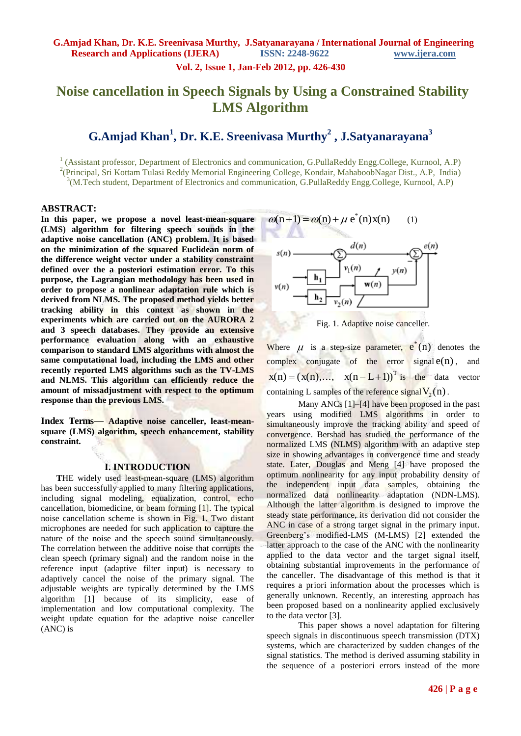# Noise cancellation in Speech Signals by Using a Constrained Stability LMS Algorithm

## G.Amjad Khan[1], Dr. K.E. Sreenivasa Murthy[2], J.Satyanarayana[3]

[1] (Assistant professor, Department of Electronics and communication, G.PullaReddy Engg.College, Kurnool, A.P)
[2](Principal, Sri Kottam Tulasi Reddy Memorial Engineering College, Kondair, MahaboobNagar Dist., A.P, India)
[3](M.Tech student, Department of Electronics and communication, G.PullaReddy Engg.College, Kurnool, A.P)

**ABSTRACT:**

**In this paper, we propose a novel least-mean-square (LMS) algorithm for filtering speech sounds in the adaptive noise cancellation (ANC) problem. It is based on the minimization of the squared Euclidean norm of the difference weight vector under a stability constraint defined over the a posteriori estimation error. To this purpose, the Lagrangian methodology has been used in order to propose a nonlinear adaptation rule which is derived from NLMS. The proposed method yields better tracking ability in this context as shown in the experiments which are carried out on the AURORA 2 and 3 speech databases. They provide an extensive performance evaluation along with an exhaustive comparison to standard LMS algorithms with almost the same computational load, including the LMS and other recently reported LMS algorithms such as the TV-LMS and NLMS. This algorithm can efficiently reduce the amount of missadjustment with respect to the optimum response than the previous LMS.**

**Index Terms— Adaptive noise canceller, least-mean-square (LMS) algorithm, speech enhancement, stability constraint.**

## I. INTRODUCTION

THE widely used least-mean-square (LMS) algorithm has been successfully applied to many filtering applications, including signal modeling, equalization, control, echo cancellation, biomedicine, or beam forming [1]. The typical noise cancellation scheme is shown in Fig. 1. Two distant microphones are needed for such application to capture the nature of the noise and the speech sound simultaneously. The correlation between the additive noise that corrupts the clean speech (primary signal) and the random noise in the reference input (adaptive filter input) is necessary to adaptively cancel the noise of the primary signal. The adjustable weights are typically determined by the LMS algorithm [1] because of its simplicity, ease of implementation and low computational complexity. The weight update equation for the adaptive noise canceller (ANC) is

$$\omega(n+1) = \omega(n) + \mu\, e^*(n)x(n) \qquad (1)$$

Fig. 1. Adaptive noise canceller.

Where $\mu$ is a step-size parameter, $e^*(n)$ denotes the complex conjugate of the error signal $e(n)$, and $x(n) = (x(n),\ldots,\ x(n-L+1))^T$ is the data vector containing L samples of the reference signal $V_2(n)$.

Many ANCs [1]–[4] have been proposed in the past years using modified LMS algorithms in order to simultaneously improve the tracking ability and speed of convergence. Bershad has studied the performance of the normalized LMS (NLMS) algorithm with an adaptive step size in showing advantages in convergence time and steady state. Later, Douglas and Meng [4] have proposed the optimum nonlinearity for any input probability density of the independent input data samples, obtaining the normalized data nonlinearity adaptation (NDN-LMS). Although the latter algorithm is designed to improve the steady state performance, its derivation did not consider the ANC in case of a strong target signal in the primary input. Greenberg's modified-LMS (M-LMS) [2] extended the latter approach to the case of the ANC with the nonlinearity applied to the data vector and the target signal itself, obtaining substantial improvements in the performance of the canceller. The disadvantage of this method is that it requires a priori information about the processes which is generally unknown. Recently, an interesting approach has been proposed based on a nonlinearity applied exclusively to the data vector [3].

This paper shows a novel adaptation for filtering speech signals in discontinuous speech transmission (DTX) systems, which are characterized by sudden changes of the signal statistics. The method is derived assuming stability in the sequence of a posteriori errors instead of the more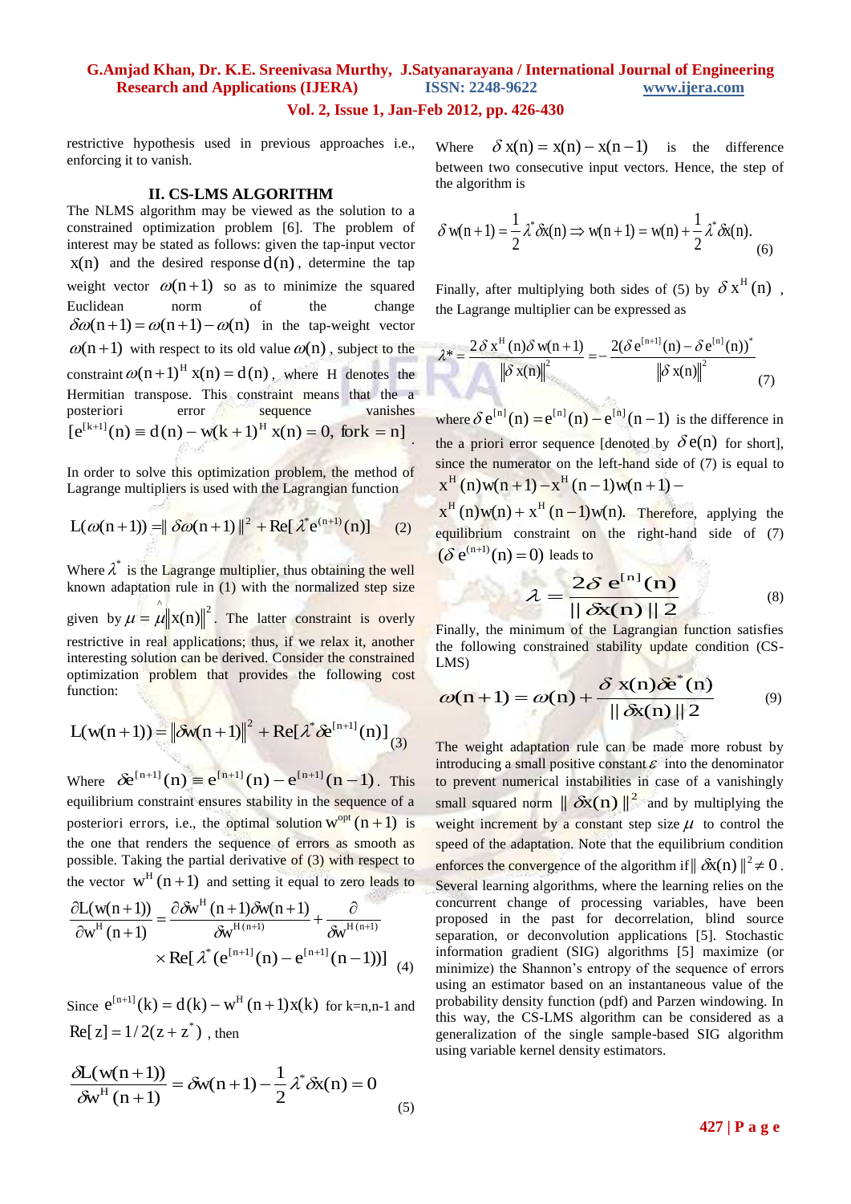restrictive hypothesis used in previous approaches i.e., enforcing it to vanish.

## II. CS-LMS ALGORITHM

The NLMS algorithm may be viewed as the solution to a constrained optimization problem [6]. The problem of interest may be stated as follows: given the tap-input vector $x(n)$ and the desired response $d(n)$, determine the tap weight vector $\omega(n+1)$ so as to minimize the squared Euclidean norm of the change $\delta\omega(n+1) = \omega(n+1) - \omega(n)$ in the tap-weight vector $\omega(n+1)$ with respect to its old value $\omega(n)$, subject to the constraint $\omega(n+1)^H x(n) = d(n)$, where H denotes the Hermitian transpose. This constraint means that the a posteriori error sequence vanishes $[e^{[k+1]}(n) \equiv d(n) - w(k+1)^H x(n) = 0, \text{ for } k = n]$.

In order to solve this optimization problem, the method of Lagrange multipliers is used with the Lagrangian function

$$L(\omega(n+1)) = \| \delta\omega(n+1) \|^2 + \mathrm{Re}[\lambda^* e^{(n+1)}(n)] \quad (2)$$

Where $\lambda^*$ is the Lagrange multiplier, thus obtaining the well known adaptation rule in (1) with the normalized step size given by $\mu = \hat{\mu}\|x(n)\|^2$. The latter constraint is overly restrictive in real applications; thus, if we relax it, another interesting solution can be derived. Consider the constrained optimization problem that provides the following cost function:

$$L(w(n+1)) = \|\delta w(n+1)\|^2 + \mathrm{Re}[\lambda^* \delta e^{[n+1]}(n)] \quad (3)$$

Where $\delta e^{[n+1]}(n) \equiv e^{[n+1]}(n) - e^{[n+1]}(n-1)$. This equilibrium constraint ensures stability in the sequence of a posteriori errors, i.e., the optimal solution $w^{opt}(n+1)$ is the one that renders the sequence of errors as smooth as possible. Taking the partial derivative of (3) with respect to the vector $w^H(n+1)$ and setting it equal to zero leads to

$$\frac{\partial L(w(n+1))}{\partial w^H(n+1)} = \frac{\partial \delta w^H(n+1)\delta w(n+1)}{\delta w^{H(n+1)}} + \frac{\partial}{\delta w^{H(n+1)}} \times \mathrm{Re}[\lambda^*(e^{[n+1]}(n) - e^{[n+1]}(n-1))] \quad (4)$$

Since $e^{[n+1]}(k) = d(k) - w^H(n+1)x(k)$ for k=n,n-1 and $\mathrm{Re}[z] = 1/2(z + z^*)$, then

$$\frac{\delta L(w(n+1))}{\delta w^H(n+1)} = \delta w(n+1) - \frac{1}{2}\lambda^* \delta x(n) = 0 \quad (5)$$

Where $\delta x(n) = x(n) - x(n-1)$ is the difference between two consecutive input vectors. Hence, the step of the algorithm is

$$\delta w(n+1) = \frac{1}{2}\lambda^* \delta x(n) \Rightarrow w(n+1) = w(n) + \frac{1}{2}\lambda^* \delta x(n). \quad (6)$$

Finally, after multiplying both sides of (5) by $\delta x^H(n)$, the Lagrange multiplier can be expressed as

$$\lambda^* = \frac{2\delta x^H(n)\delta w(n+1)}{\|\delta x(n)\|^2} = -\frac{2(\delta e^{[n+1]}(n) - \delta e^{[n]}(n))^*}{\|\delta x(n)\|^2} \quad (7)$$

where $\delta e^{[n]}(n) = e^{[n]}(n) - e^{[n]}(n-1)$ is the difference in the a priori error sequence [denoted by $\delta e(n)$ for short], since the numerator on the left-hand side of (7) is equal to $x^H(n)w(n+1) - x^H(n-1)w(n+1) - x^H(n)w(n) + x^H(n-1)w(n)$. Therefore, applying the equilibrium constraint on the right-hand side of (7) $(\delta e^{(n+1)}(n) = 0)$ leads to

$$\lambda = \frac{2\delta e^{[n]}(n)}{\| \delta x(n) \| 2} \quad (8)$$

Finally, the minimum of the Lagrangian function satisfies the following constrained stability update condition (CS-LMS)

$$\omega(n+1) = \omega(n) + \frac{\delta x(n)\delta e^*(n)}{\| \delta x(n) \| 2} \quad (9)$$

The weight adaptation rule can be made more robust by introducing a small positive constant $\varepsilon$ into the denominator to prevent numerical instabilities in case of a vanishingly small squared norm $\| \delta x(n) \|^2$ and by multiplying the weight increment by a constant step size $\mu$ to control the speed of the adaptation. Note that the equilibrium condition enforces the convergence of the algorithm if $\| \delta x(n) \|^2 \neq 0$. Several learning algorithms, where the learning relies on the concurrent change of processing variables, have been proposed in the past for decorrelation, blind source separation, or deconvolution applications [5]. Stochastic information gradient (SIG) algorithms [5] maximize (or minimize) the Shannon's entropy of the sequence of errors using an estimator based on an instantaneous value of the probability density function (pdf) and Parzen windowing. In this way, the CS-LMS algorithm can be considered as a generalization of the single sample-based SIG algorithm using variable kernel density estimators.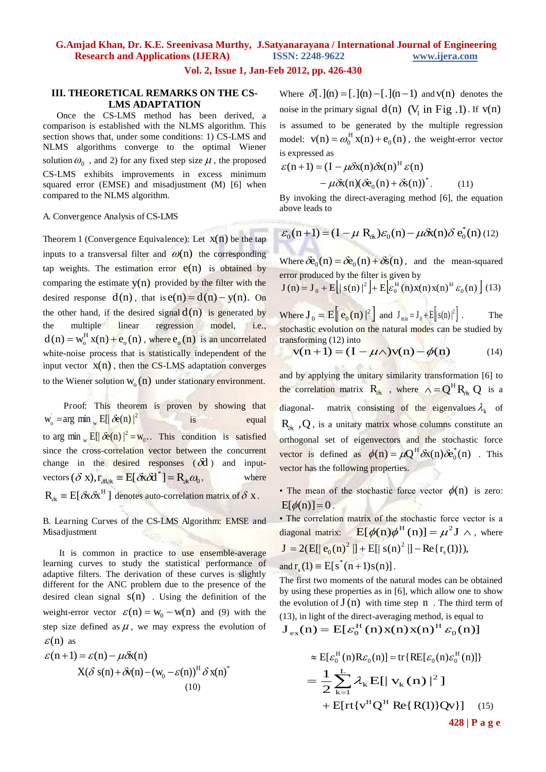## III. THEORETICAL REMARKS ON THE CS-LMS ADAPTATION

Once the CS-LMS method has been derived, a comparison is established with the NLMS algorithm. This section shows that, under some conditions: 1) CS-LMS and NLMS algorithms converge to the optimal Wiener solution $\omega_0$ , and 2) for any fixed step size $\mu$, the proposed CS-LMS exhibits improvements in excess minimum squared error (EMSE) and misadjustment (M) [6] when compared to the NLMS algorithm.

### A. Convergence Analysis of CS-LMS

Theorem 1 (Convergence Equivalence): Let $x(n)$ be the tap inputs to a transversal filter and $\omega(n)$ the corresponding tap weights. The estimation error $e(n)$ is obtained by comparing the estimate $y(n)$ provided by the filter with the desired response $d(n)$, that is $e(n) = d(n) - y(n)$. On the other hand, if the desired signal $d(n)$ is generated by the multiple linear regression model, i.e., $d(n) = w_o^H x(n) + e_o(n)$, where $e_o(n)$ is an uncorrelated white-noise process that is statistically independent of the input vector $x(n)$, then the CS-LMS adaptation converges to the Wiener solution $w_o(n)$ under stationary environment.

Proof: This theorem is proven by showing that $w_o^{'} = \arg\min_w E[|\delta e(n)|^2$ is equal to $\arg\min_w E[|\delta e(n)|^2 = w_0$.. This condition is satisfied since the cross-correlation vector between the concurrent change in the desired responses ($\delta d$) and input-vectors $(\delta\ x), r_{\delta d\delta x} \equiv E[\delta x \delta d^*] = R_{\delta x}\omega_0$, where $R_{\delta x} \equiv E[\delta x \delta x^H]$ denotes auto-correlation matrix of $\delta$ x.

### B. Learning Curves of the CS-LMS Algorithm: EMSE and Misadjustment

It is common in practice to use ensemble-average learning curves to study the statistical performance of adaptive filters. The derivation of these curves is slightly different for the ANC problem due to the presence of the desired clean signal $s(n)$ . Using the definition of the weight-error vector $\varepsilon(n) = w_0 - w(n)$ and (9) with the step size defined as $\mu$, we may express the evolution of $\varepsilon(n)$ as

$$\varepsilon(n+1) = \varepsilon(n) - \mu\delta x(n)$$
$$X(\delta\, s(n) + \delta v(n) - (w_0 - \varepsilon(n))^H \delta\, x(n)^* \quad (10)$$

Where $\delta[.](n) = [.](n) - [.](n-1)$ and $v(n)$ denotes the noise in the primary signal $d(n)$ ($V_1$ in Fig .1). If $v(n)$ is assumed to be generated by the multiple regression model: $v(n) = \omega_0^H x(n) + e_0(n)$, the weight-error vector is expressed as

$$\varepsilon(n+1) = (I - \mu\delta x(n)\delta x(n)^H \varepsilon(n)$$
$$- \mu\delta x(n)(\delta e_0(n) + \delta s(n))^* . \quad (11)$$

By invoking the direct-averaging method [6], the equation above leads to

$$\varepsilon_0(n+1) = (I - \mu\ R_{\delta x})\varepsilon_0(n) - \mu\delta x(n)\delta\ e_0^*(n) \quad (12)$$

Where $\delta e_0(n) = \delta e_0(n) + \delta s(n)$, and the mean-squared error produced by the filter is given by

$$J(n) = J_0 + E\left[|\ s(n)|^2\right] + E\left[\varepsilon_0^H(n)x(n)x(n)^H \varepsilon_0(n)\right] \quad (13)$$

Where $J_0 = E\left[|\ e_0(n)|^2\right]$ and $J_{min} = J_0 + E\left[|s(n)|^2\right]$. The stochastic evolution on the natural modes can be studied by transforming (12) into

$$v(n+1) = (I - \mu\wedge)v(n) - \phi(n) \quad (14)$$

and by applying the unitary similarity transformation [6] to the correlation matrix $R_{\delta x}$ , where $\wedge = Q^H R_{\delta x} Q$ is a diagonal- matrix consisting of the eigenvalues $\lambda_k$ of $R_{\delta x}$ , $Q$, is a unitary matrix whose columns constitute an orthogonal set of eigenvectors and the stochastic force vector is defined as $\phi(n) = \mu Q^H \delta x(n)\delta e_0^*(n)$ . This vector has the following properties.

- The mean of the stochastic force vector $\phi(n)$ is zero: $E[\phi(n)] = 0$.
- The correlation matrix of the stochastic force vector is a diagonal matrix: $E[\phi(n)\phi^H(n)] = \mu^2 J \wedge$, where $J = 2(E[|\ e_0(n)^2\ |] + E[|\ s(n)^2\ |] - \mathrm{Re}\{r_s(1)\}),$ and $r_s(1) \equiv E[s^*(n+1)s(n)]$.

The first two moments of the natural modes can be obtained by using these properties as in [6], which allow one to show the evolution of $J(n)$ with time step $n$ . The third term of (13), in light of the direct-averaging method, is equal to

$$J_{ex}(n) = E[\varepsilon_0^H(n)x(n)x(n)^H \varepsilon_0(n)]$$

$$\approx E[\varepsilon_0^H(n)R\varepsilon_0(n)] = \mathrm{tr}\{RE[\varepsilon_0(n)\varepsilon_0^H(n)]\}$$
$$= \frac{1}{2}\sum_{k=1}^{L}\lambda_k E[|\ v_k(n)|^2]$$
$$+ E[\mathrm{rt}\{v^H Q^H\ \mathrm{Re}\{R(1)\}Qv\}] \quad (15)$$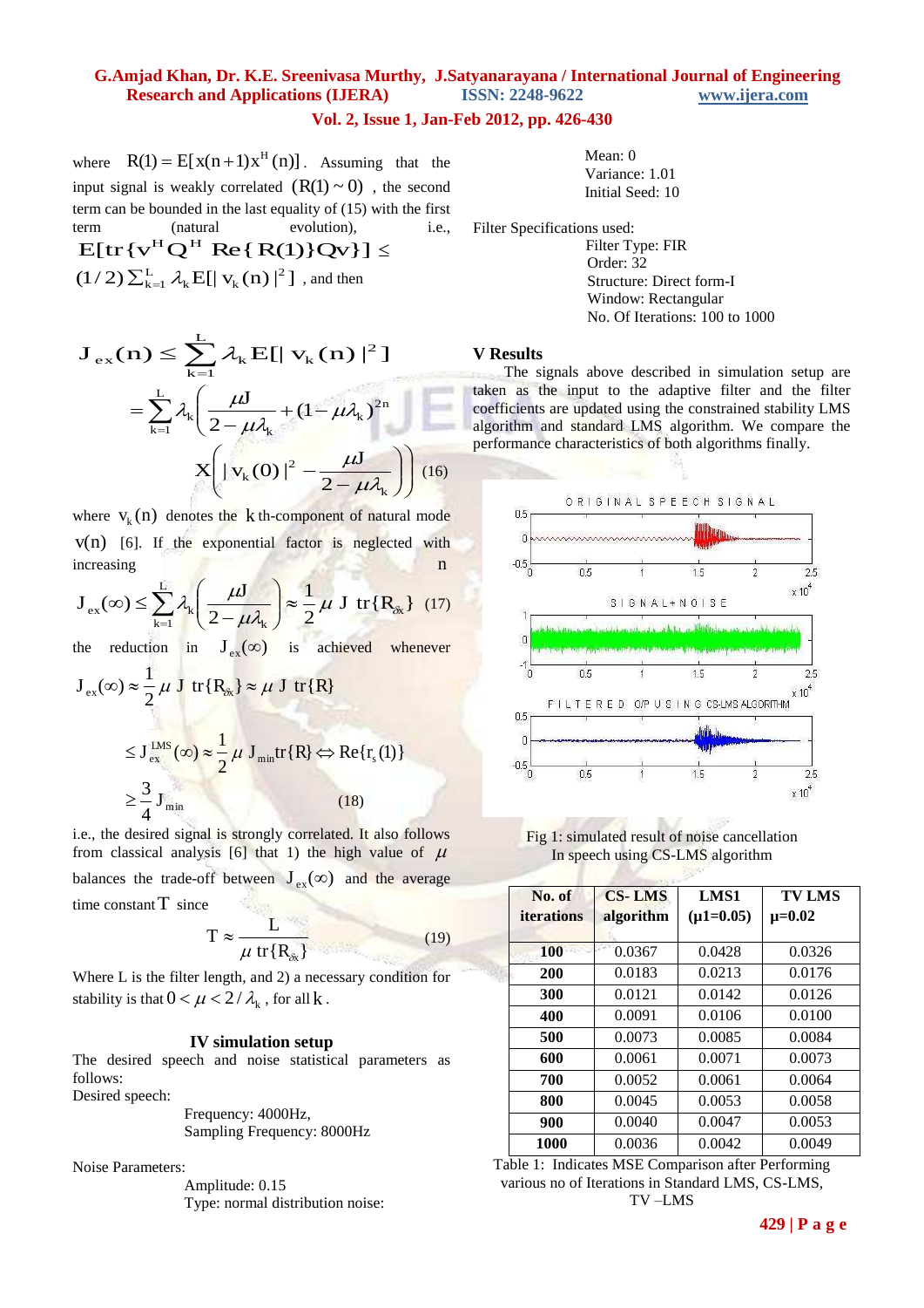where $R(1) = E[x(n+1)x^H(n)]$. Assuming that the input signal is weakly correlated $(R(1) \sim 0)$, the second term can be bounded in the last equality of (15) with the first term (natural evolution), i.e., $E[tr\{v^H Q^H \ Re\{R(1)\}Qv\}] \leq (1/2)\sum_{k=1}^{L} \lambda_k E[|v_k(n)|^2]$, and then

$$J_{ex}(n) \leq \sum_{k=1}^{L} \lambda_k E[|v_k(n)|^2]$$
$$= \sum_{k=1}^{L} \lambda_k \left( \frac{\mu J}{2-\mu\lambda_k} + (1-\mu\lambda_k)^{2n} X\left( |v_k(0)|^2 - \frac{\mu J}{2-\mu\lambda_k} \right) \right) \quad (16)$$

where $v_k(n)$ denotes the $k$ th-component of natural mode $v(n)$ [6]. If the exponential factor is neglected with increasing $n$

$$J_{ex}(\infty) \leq \sum_{k=1}^{L} \lambda_k \left( \frac{\mu J}{2-\mu\lambda_k} \right) \approx \frac{1}{2} \mu \ J \ tr\{R_{\delta x}\} \quad (17)$$

the reduction in $J_{ex}(\infty)$ is achieved whenever

$$J_{ex}(\infty) \approx \frac{1}{2} \mu \ J \ tr\{R_{\delta x}\} \approx \mu \ J \ tr\{R\}$$
$$\leq J_{ex}^{LMS}(\infty) \approx \frac{1}{2} \mu \ J_{min} tr\{R\} \Leftrightarrow Re\{r_s(1)\}$$
$$\geq \frac{3}{4} J_{min} \quad (18)$$

i.e., the desired signal is strongly correlated. It also follows from classical analysis [6] that 1) the high value of $\mu$ balances the trade-off between $J_{ex}(\infty)$ and the average time constant $T$ since

$$T \approx \frac{L}{\mu \ tr\{R_{\delta x}\}} \quad (19)$$

Where L is the filter length, and 2) a necessary condition for stability is that $0 < \mu < 2/\lambda_k$, for all $k$.

## IV simulation setup

The desired speech and noise statistical parameters as follows:

Desired speech:

Frequency: 4000Hz,
Sampling Frequency: 8000Hz

Noise Parameters:

Amplitude: 0.15
Type: normal distribution noise:
Mean: 0
Variance: 1.01
Initial Seed: 10

Filter Specifications used:

Filter Type: FIR
Order: 32
Structure: Direct form-I
Window: Rectangular
No. Of Iterations: 100 to 1000

## V Results

The signals above described in simulation setup are taken as the input to the adaptive filter and the filter coefficients are updated using the constrained stability LMS algorithm and standard LMS algorithm. We compare the performance characteristics of both algorithms finally.

Fig 1: simulated result of noise cancellation In speech using CS-LMS algorithm

| No. of iterations | CS- LMS algorithm | LMS1 (μ1=0.05) | TV LMS μ=0.02 |
|---|---|---|---|
| 100 | 0.0367 | 0.0428 | 0.0326 |
| 200 | 0.0183 | 0.0213 | 0.0176 |
| 300 | 0.0121 | 0.0142 | 0.0126 |
| 400 | 0.0091 | 0.0106 | 0.0100 |
| 500 | 0.0073 | 0.0085 | 0.0084 |
| 600 | 0.0061 | 0.0071 | 0.0073 |
| 700 | 0.0052 | 0.0061 | 0.0064 |
| 800 | 0.0045 | 0.0053 | 0.0058 |
| 900 | 0.0040 | 0.0047 | 0.0053 |
| 1000 | 0.0036 | 0.0042 | 0.0049 |

Table 1: Indicates MSE Comparison after Performing various no of Iterations in Standard LMS, CS-LMS, TV –LMS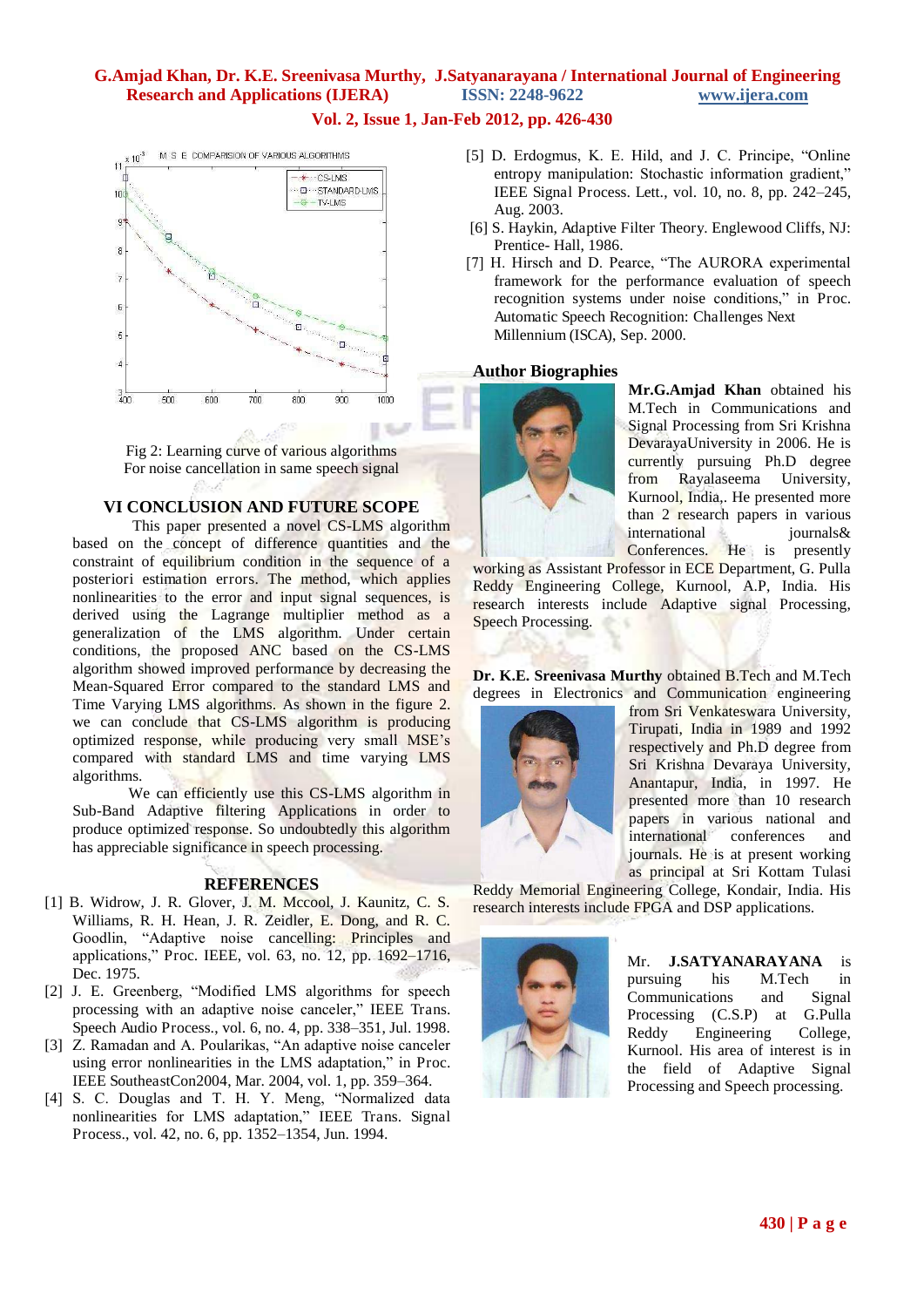x 10^-3

M S E COMPARISION OF VARIOUS ALGORITHMS

CS-LMS

STANDARD-LMS

TV-LMS

11

10

9

8

7

6

5

4

3

400 500 600 700 800 900 1000

Fig 2: Learning curve of various algorithms For noise cancellation in same speech signal

## VI CONCLUSION AND FUTURE SCOPE

This paper presented a novel CS-LMS algorithm based on the concept of difference quantities and the constraint of equilibrium condition in the sequence of a posteriori estimation errors. The method, which applies nonlinearities to the error and input signal sequences, is derived using the Lagrange multiplier method as a generalization of the LMS algorithm. Under certain conditions, the proposed ANC based on the CS-LMS algorithm showed improved performance by decreasing the Mean-Squared Error compared to the standard LMS and Time Varying LMS algorithms. As shown in the figure 2. we can conclude that CS-LMS algorithm is producing optimized response, while producing very small MSE's compared with standard LMS and time varying LMS algorithms.

We can efficiently use this CS-LMS algorithm in Sub-Band Adaptive filtering Applications in order to produce optimized response. So undoubtedly this algorithm has appreciable significance in speech processing.

## REFERENCES

[1] B. Widrow, J. R. Glover, J. M. Mccool, J. Kaunitz, C. S. Williams, R. H. Hean, J. R. Zeidler, E. Dong, and R. C. Goodlin, "Adaptive noise cancelling: Principles and applications," Proc. IEEE, vol. 63, no. 12, pp. 1692–1716, Dec. 1975.

[2] J. E. Greenberg, "Modified LMS algorithms for speech processing with an adaptive noise canceler," IEEE Trans. Speech Audio Process., vol. 6, no. 4, pp. 338–351, Jul. 1998.

[3] Z. Ramadan and A. Poularikas, "An adaptive noise canceler using error nonlinearities in the LMS adaptation," in Proc. IEEE SoutheastCon2004, Mar. 2004, vol. 1, pp. 359–364.

[4] S. C. Douglas and T. H. Y. Meng, "Normalized data nonlinearities for LMS adaptation," IEEE Trans. Signal Process., vol. 42, no. 6, pp. 1352–1354, Jun. 1994.

[5] D. Erdogmus, K. E. Hild, and J. C. Principe, "Online entropy manipulation: Stochastic information gradient," IEEE Signal Process. Lett., vol. 10, no. 8, pp. 242–245, Aug. 2003.

[6] S. Haykin, Adaptive Filter Theory. Englewood Cliffs, NJ: Prentice- Hall, 1986.

[7] H. Hirsch and D. Pearce, "The AURORA experimental framework for the performance evaluation of speech recognition systems under noise conditions," in Proc. Automatic Speech Recognition: Challenges Next Millennium (ISCA), Sep. 2000.

## Author Biographies

**Mr.G.Amjad Khan** obtained his M.Tech in Communications and Signal Processing from Sri Krishna DevarayaUniversity in 2006. He is currently pursuing Ph.D degree from Rayalaseema University, Kurnool, India,. He presented more than 2 research papers in various international journals& Conferences. He is presently working as Assistant Professor in ECE Department, G. Pulla Reddy Engineering College, Kurnool, A.P, India. His research interests include Adaptive signal Processing, Speech Processing.

**Dr. K.E. Sreenivasa Murthy** obtained B.Tech and M.Tech degrees in Electronics and Communication engineering from Sri Venkateswara University, Tirupati, India in 1989 and 1992 respectively and Ph.D degree from Sri Krishna Devaraya University, Anantapur, India, in 1997. He presented more than 10 research papers in various national and international conferences and journals. He is at present working as principal at Sri Kottam Tulasi Reddy Memorial Engineering College, Kondair, India. His research interests include FPGA and DSP applications.

Mr. **J.SATYANARAYANA** is pursuing his M.Tech in Communications and Signal Processing (C.S.P) at G.Pulla Reddy Engineering College, Kurnool. His area of interest is in the field of Adaptive Signal Processing and Speech processing.